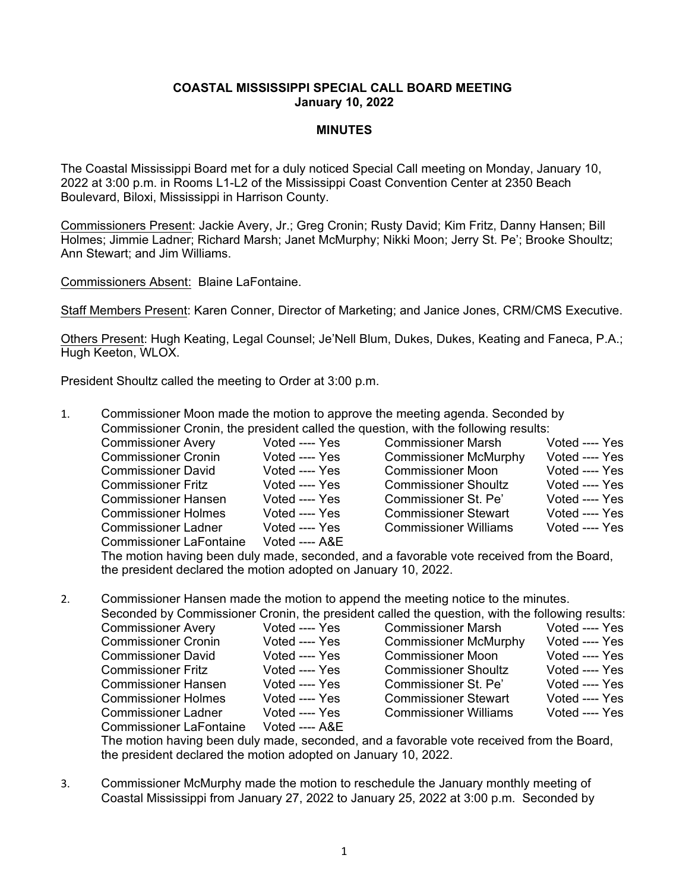**COASTAL MISSISSIPPI SPECIAL CALL BOARD MEETING**
**January 10, 2022**

**MINUTES**

The Coastal Mississippi Board met for a duly noticed Special Call meeting on Monday, January 10, 2022 at 3:00 p.m. in Rooms L1-L2 of the Mississippi Coast Convention Center at 2350 Beach Boulevard, Biloxi, Mississippi in Harrison County.

Commissioners Present: Jackie Avery, Jr.; Greg Cronin; Rusty David; Kim Fritz, Danny Hansen; Bill Holmes; Jimmie Ladner; Richard Marsh; Janet McMurphy; Nikki Moon; Jerry St. Pe'; Brooke Shoultz; Ann Stewart; and Jim Williams.

Commissioners Absent: Blaine LaFontaine.

Staff Members Present: Karen Conner, Director of Marketing; and Janice Jones, CRM/CMS Executive.

Others Present: Hugh Keating, Legal Counsel; Je'Nell Blum, Dukes, Dukes, Keating and Faneca, P.A.; Hugh Keeton, WLOX.

President Shoultz called the meeting to Order at 3:00 p.m.

1. Commissioner Moon made the motion to approve the meeting agenda. Seconded by Commissioner Cronin, the president called the question, with the following results:

| | | | |
|---|---|---|---|
| Commissioner Avery | Voted ---- Yes | Commissioner Marsh | Voted ---- Yes |
| Commissioner Cronin | Voted ---- Yes | Commissioner McMurphy | Voted ---- Yes |
| Commissioner David | Voted ---- Yes | Commissioner Moon | Voted ---- Yes |
| Commissioner Fritz | Voted ---- Yes | Commissioner Shoultz | Voted ---- Yes |
| Commissioner Hansen | Voted ---- Yes | Commissioner St. Pe' | Voted ---- Yes |
| Commissioner Holmes | Voted ---- Yes | Commissioner Stewart | Voted ---- Yes |
| Commissioner Ladner | Voted ---- Yes | Commissioner Williams | Voted ---- Yes |
| Commissioner LaFontaine | Voted ---- A&E | | |

The motion having been duly made, seconded, and a favorable vote received from the Board, the president declared the motion adopted on January 10, 2022.

2. Commissioner Hansen made the motion to append the meeting notice to the minutes. Seconded by Commissioner Cronin, the president called the question, with the following results:

| | | | |
|---|---|---|---|
| Commissioner Avery | Voted ---- Yes | Commissioner Marsh | Voted ---- Yes |
| Commissioner Cronin | Voted ---- Yes | Commissioner McMurphy | Voted ---- Yes |
| Commissioner David | Voted ---- Yes | Commissioner Moon | Voted ---- Yes |
| Commissioner Fritz | Voted ---- Yes | Commissioner Shoultz | Voted ---- Yes |
| Commissioner Hansen | Voted ---- Yes | Commissioner St. Pe' | Voted ---- Yes |
| Commissioner Holmes | Voted ---- Yes | Commissioner Stewart | Voted ---- Yes |
| Commissioner Ladner | Voted ---- Yes | Commissioner Williams | Voted ---- Yes |
| Commissioner LaFontaine | Voted ---- A&E | | |

The motion having been duly made, seconded, and a favorable vote received from the Board, the president declared the motion adopted on January 10, 2022.

3. Commissioner McMurphy made the motion to reschedule the January monthly meeting of Coastal Mississippi from January 27, 2022 to January 25, 2022 at 3:00 p.m. Seconded by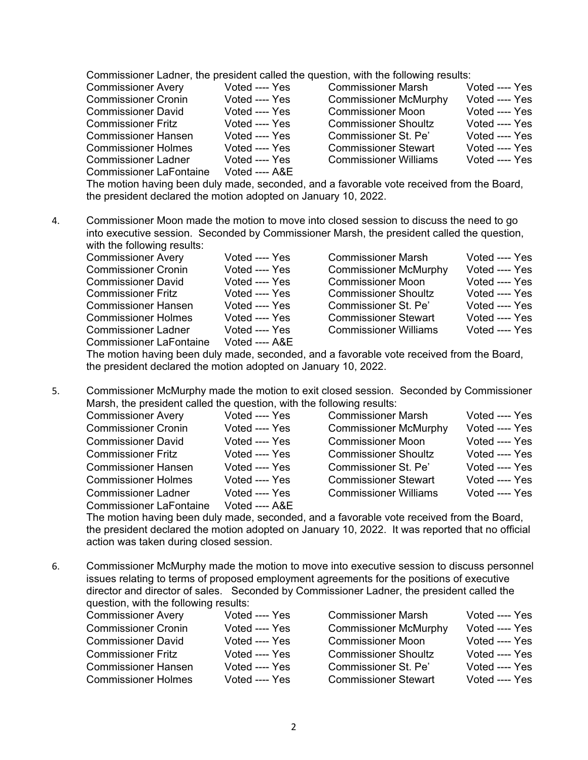Commissioner Ladner, the president called the question, with the following results:

| | | | |
|---|---|---|---|
| Commissioner Avery | Voted ---- Yes | Commissioner Marsh | Voted ---- Yes |
| Commissioner Cronin | Voted ---- Yes | Commissioner McMurphy | Voted ---- Yes |
| Commissioner David | Voted ---- Yes | Commissioner Moon | Voted ---- Yes |
| Commissioner Fritz | Voted ---- Yes | Commissioner Shoultz | Voted ---- Yes |
| Commissioner Hansen | Voted ---- Yes | Commissioner St. Pe' | Voted ---- Yes |
| Commissioner Holmes | Voted ---- Yes | Commissioner Stewart | Voted ---- Yes |
| Commissioner Ladner | Voted ---- Yes | Commissioner Williams | Voted ---- Yes |
| Commissioner LaFontaine | Voted ---- A&E | | |

The motion having been duly made, seconded, and a favorable vote received from the Board, the president declared the motion adopted on January 10, 2022.

4. Commissioner Moon made the motion to move into closed session to discuss the need to go into executive session. Seconded by Commissioner Marsh, the president called the question, with the following results:

| | | | |
|---|---|---|---|
| Commissioner Avery | Voted ---- Yes | Commissioner Marsh | Voted ---- Yes |
| Commissioner Cronin | Voted ---- Yes | Commissioner McMurphy | Voted ---- Yes |
| Commissioner David | Voted ---- Yes | Commissioner Moon | Voted ---- Yes |
| Commissioner Fritz | Voted ---- Yes | Commissioner Shoultz | Voted ---- Yes |
| Commissioner Hansen | Voted ---- Yes | Commissioner St. Pe' | Voted ---- Yes |
| Commissioner Holmes | Voted ---- Yes | Commissioner Stewart | Voted ---- Yes |
| Commissioner Ladner | Voted ---- Yes | Commissioner Williams | Voted ---- Yes |
| Commissioner LaFontaine | Voted ---- A&E | | |

The motion having been duly made, seconded, and a favorable vote received from the Board, the president declared the motion adopted on January 10, 2022.

5. Commissioner McMurphy made the motion to exit closed session. Seconded by Commissioner Marsh, the president called the question, with the following results:

| | | | |
|---|---|---|---|
| Commissioner Avery | Voted ---- Yes | Commissioner Marsh | Voted ---- Yes |
| Commissioner Cronin | Voted ---- Yes | Commissioner McMurphy | Voted ---- Yes |
| Commissioner David | Voted ---- Yes | Commissioner Moon | Voted ---- Yes |
| Commissioner Fritz | Voted ---- Yes | Commissioner Shoultz | Voted ---- Yes |
| Commissioner Hansen | Voted ---- Yes | Commissioner St. Pe' | Voted ---- Yes |
| Commissioner Holmes | Voted ---- Yes | Commissioner Stewart | Voted ---- Yes |
| Commissioner Ladner | Voted ---- Yes | Commissioner Williams | Voted ---- Yes |
| Commissioner LaFontaine | Voted ---- A&E | | |

The motion having been duly made, seconded, and a favorable vote received from the Board, the president declared the motion adopted on January 10, 2022. It was reported that no official action was taken during closed session.

6. Commissioner McMurphy made the motion to move into executive session to discuss personnel issues relating to terms of proposed employment agreements for the positions of executive director and director of sales. Seconded by Commissioner Ladner, the president called the question, with the following results:

| | | | |
|---|---|---|---|
| Commissioner Avery | Voted ---- Yes | Commissioner Marsh | Voted ---- Yes |
| Commissioner Cronin | Voted ---- Yes | Commissioner McMurphy | Voted ---- Yes |
| Commissioner David | Voted ---- Yes | Commissioner Moon | Voted ---- Yes |
| Commissioner Fritz | Voted ---- Yes | Commissioner Shoultz | Voted ---- Yes |
| Commissioner Hansen | Voted ---- Yes | Commissioner St. Pe' | Voted ---- Yes |
| Commissioner Holmes | Voted ---- Yes | Commissioner Stewart | Voted ---- Yes |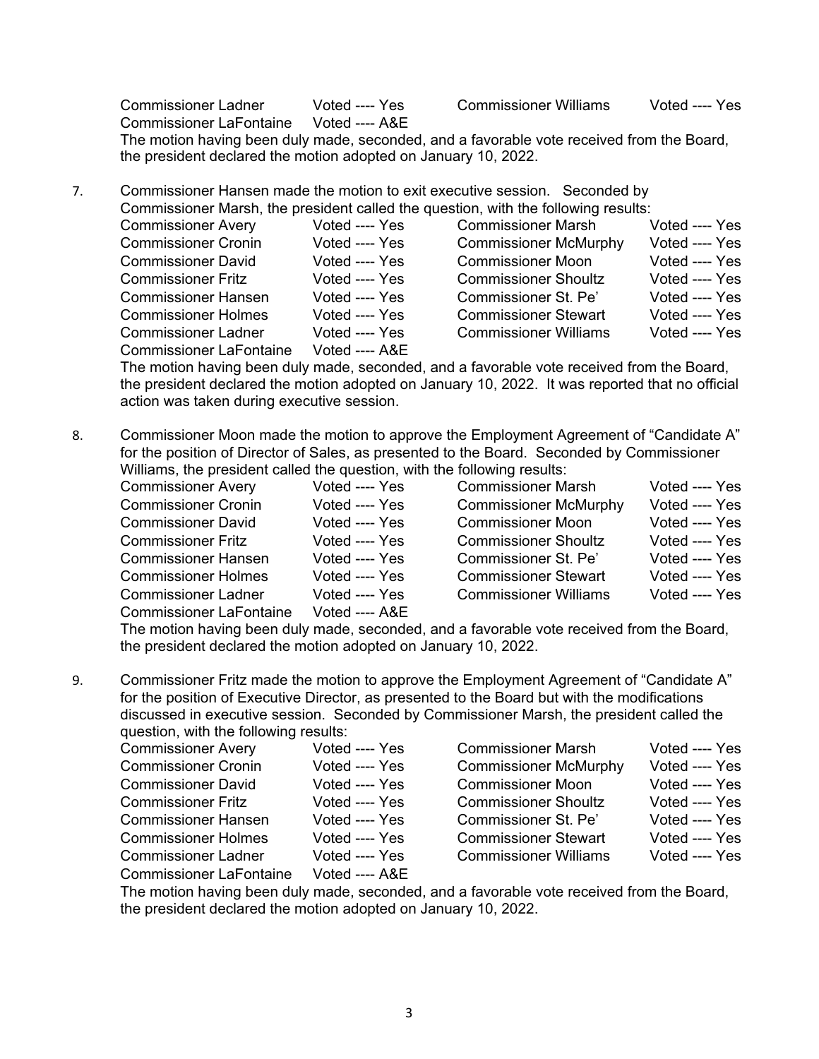| | | | |
|---|---|---|---|
| Commissioner Ladner | Voted ---- Yes | Commissioner Williams | Voted ---- Yes |
| Commissioner LaFontaine | Voted ---- A&E | | |

The motion having been duly made, seconded, and a favorable vote received from the Board, the president declared the motion adopted on January 10, 2022.

7. Commissioner Hansen made the motion to exit executive session. Seconded by Commissioner Marsh, the president called the question, with the following results:

| | | | |
|---|---|---|---|
| Commissioner Avery | Voted ---- Yes | Commissioner Marsh | Voted ---- Yes |
| Commissioner Cronin | Voted ---- Yes | Commissioner McMurphy | Voted ---- Yes |
| Commissioner David | Voted ---- Yes | Commissioner Moon | Voted ---- Yes |
| Commissioner Fritz | Voted ---- Yes | Commissioner Shoultz | Voted ---- Yes |
| Commissioner Hansen | Voted ---- Yes | Commissioner St. Pe' | Voted ---- Yes |
| Commissioner Holmes | Voted ---- Yes | Commissioner Stewart | Voted ---- Yes |
| Commissioner Ladner | Voted ---- Yes | Commissioner Williams | Voted ---- Yes |
| Commissioner LaFontaine | Voted ---- A&E | | |

The motion having been duly made, seconded, and a favorable vote received from the Board, the president declared the motion adopted on January 10, 2022. It was reported that no official action was taken during executive session.

8. Commissioner Moon made the motion to approve the Employment Agreement of "Candidate A" for the position of Director of Sales, as presented to the Board. Seconded by Commissioner Williams, the president called the question, with the following results:

| | | | |
|---|---|---|---|
| Commissioner Avery | Voted ---- Yes | Commissioner Marsh | Voted ---- Yes |
| Commissioner Cronin | Voted ---- Yes | Commissioner McMurphy | Voted ---- Yes |
| Commissioner David | Voted ---- Yes | Commissioner Moon | Voted ---- Yes |
| Commissioner Fritz | Voted ---- Yes | Commissioner Shoultz | Voted ---- Yes |
| Commissioner Hansen | Voted ---- Yes | Commissioner St. Pe' | Voted ---- Yes |
| Commissioner Holmes | Voted ---- Yes | Commissioner Stewart | Voted ---- Yes |
| Commissioner Ladner | Voted ---- Yes | Commissioner Williams | Voted ---- Yes |
| Commissioner LaFontaine | Voted ---- A&E | | |

The motion having been duly made, seconded, and a favorable vote received from the Board, the president declared the motion adopted on January 10, 2022.

9. Commissioner Fritz made the motion to approve the Employment Agreement of "Candidate A" for the position of Executive Director, as presented to the Board but with the modifications discussed in executive session. Seconded by Commissioner Marsh, the president called the question, with the following results:

| | | | |
|---|---|---|---|
| Commissioner Avery | Voted ---- Yes | Commissioner Marsh | Voted ---- Yes |
| Commissioner Cronin | Voted ---- Yes | Commissioner McMurphy | Voted ---- Yes |
| Commissioner David | Voted ---- Yes | Commissioner Moon | Voted ---- Yes |
| Commissioner Fritz | Voted ---- Yes | Commissioner Shoultz | Voted ---- Yes |
| Commissioner Hansen | Voted ---- Yes | Commissioner St. Pe' | Voted ---- Yes |
| Commissioner Holmes | Voted ---- Yes | Commissioner Stewart | Voted ---- Yes |
| Commissioner Ladner | Voted ---- Yes | Commissioner Williams | Voted ---- Yes |
| Commissioner LaFontaine | Voted ---- A&E | | |

The motion having been duly made, seconded, and a favorable vote received from the Board, the president declared the motion adopted on January 10, 2022.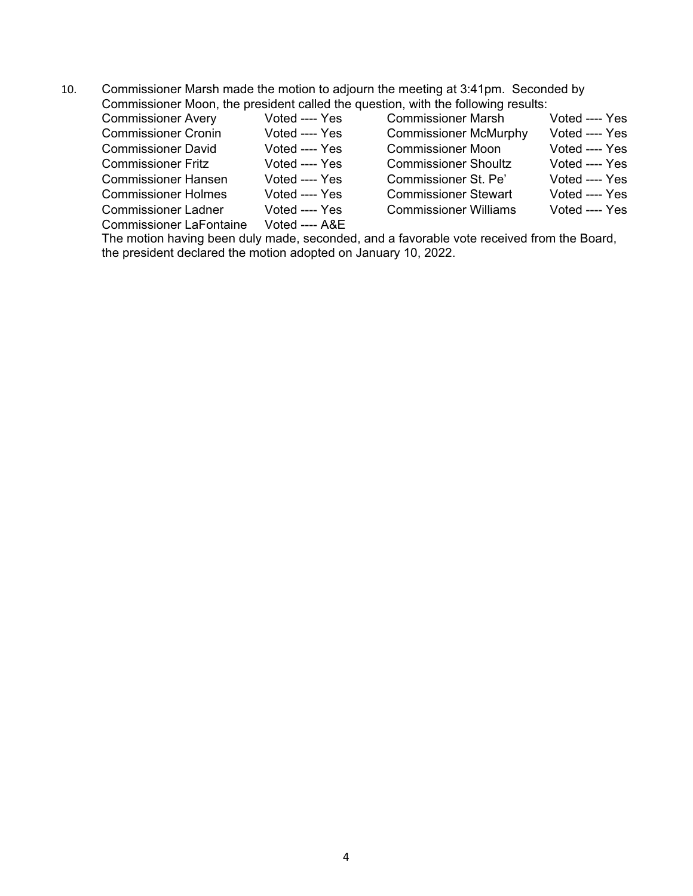10. Commissioner Marsh made the motion to adjourn the meeting at 3:41pm. Seconded by Commissioner Moon, the president called the question, with the following results:

| | | | |
|---|---|---|---|
| Commissioner Avery | Voted ---- Yes | Commissioner Marsh | Voted ---- Yes |
| Commissioner Cronin | Voted ---- Yes | Commissioner McMurphy | Voted ---- Yes |
| Commissioner David | Voted ---- Yes | Commissioner Moon | Voted ---- Yes |
| Commissioner Fritz | Voted ---- Yes | Commissioner Shoultz | Voted ---- Yes |
| Commissioner Hansen | Voted ---- Yes | Commissioner St. Pe' | Voted ---- Yes |
| Commissioner Holmes | Voted ---- Yes | Commissioner Stewart | Voted ---- Yes |
| Commissioner Ladner | Voted ---- Yes | Commissioner Williams | Voted ---- Yes |
| Commissioner LaFontaine | Voted ---- A&E | | |

The motion having been duly made, seconded, and a favorable vote received from the Board, the president declared the motion adopted on January 10, 2022.